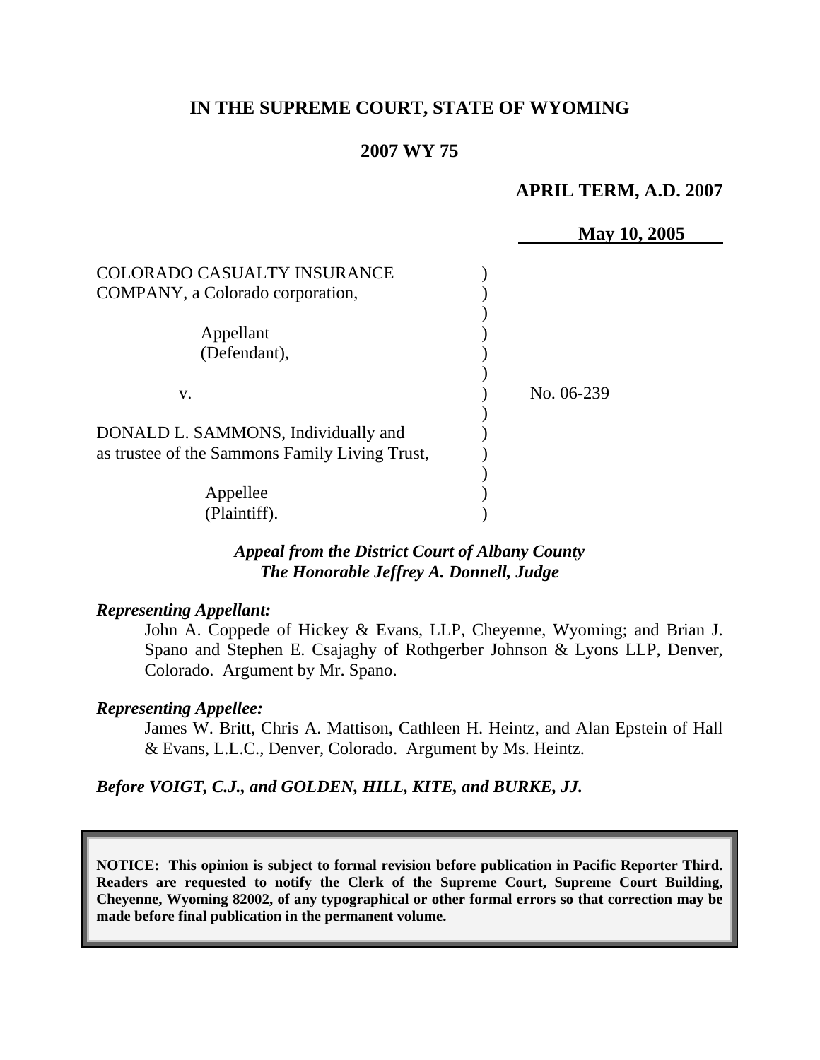**IN THE SUPREME COURT, STATE OF WYOMING**

**2007 WY 75**

**APRIL TERM, A.D. 2007**

**May 10, 2005**

COLORADO CASUALTY INSURANCE COMPANY, a Colorado corporation,

Appellant (Defendant),

v.

DONALD L. SAMMONS, Individually and as trustee of the Sammons Family Living Trust,

Appellee (Plaintiff).

No. 06-239

***Appeal from the District Court of Albany County***
***The Honorable Jeffrey A. Donnell, Judge***

***Representing Appellant:***

John A. Coppede of Hickey & Evans, LLP, Cheyenne, Wyoming; and Brian J. Spano and Stephen E. Csajaghy of Rothgerber Johnson & Lyons LLP, Denver, Colorado. Argument by Mr. Spano.

***Representing Appellee:***

James W. Britt, Chris A. Mattison, Cathleen H. Heintz, and Alan Epstein of Hall & Evans, L.L.C., Denver, Colorado. Argument by Ms. Heintz.

***Before VOIGT, C.J., and GOLDEN, HILL, KITE, and BURKE, JJ.***

**NOTICE: This opinion is subject to formal revision before publication in Pacific Reporter Third. Readers are requested to notify the Clerk of the Supreme Court, Supreme Court Building, Cheyenne, Wyoming 82002, of any typographical or other formal errors so that correction may be made before final publication in the permanent volume.**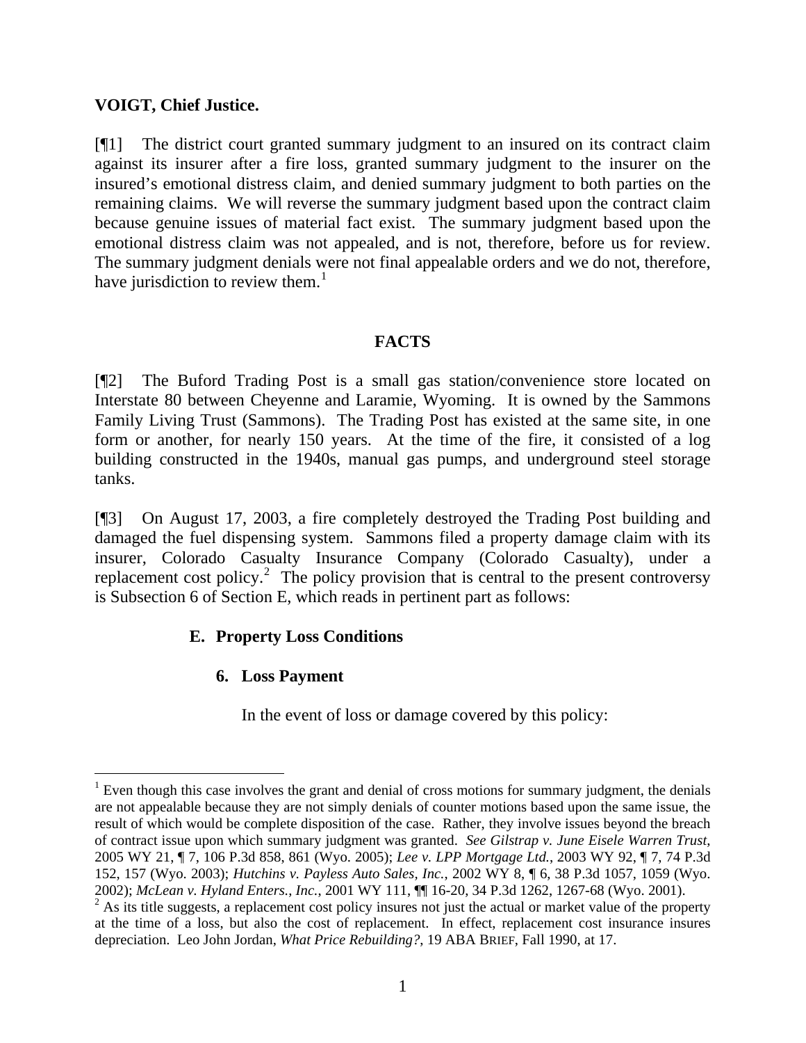**VOIGT, Chief Justice.**

[¶1] The district court granted summary judgment to an insured on its contract claim against its insurer after a fire loss, granted summary judgment to the insurer on the insured's emotional distress claim, and denied summary judgment to both parties on the remaining claims. We will reverse the summary judgment based upon the contract claim because genuine issues of material fact exist. The summary judgment based upon the emotional distress claim was not appealed, and is not, therefore, before us for review. The summary judgment denials were not final appealable orders and we do not, therefore, have jurisdiction to review them.[1]

## FACTS

[¶2] The Buford Trading Post is a small gas station/convenience store located on Interstate 80 between Cheyenne and Laramie, Wyoming. It is owned by the Sammons Family Living Trust (Sammons). The Trading Post has existed at the same site, in one form or another, for nearly 150 years. At the time of the fire, it consisted of a log building constructed in the 1940s, manual gas pumps, and underground steel storage tanks.

[¶3] On August 17, 2003, a fire completely destroyed the Trading Post building and damaged the fuel dispensing system. Sammons filed a property damage claim with its insurer, Colorado Casualty Insurance Company (Colorado Casualty), under a replacement cost policy.[2] The policy provision that is central to the present controversy is Subsection 6 of Section E, which reads in pertinent part as follows:

> **E. Property Loss Conditions**
>
> **6. Loss Payment**
>
> In the event of loss or damage covered by this policy:

[1] Even though this case involves the grant and denial of cross motions for summary judgment, the denials are not appealable because they are not simply denials of counter motions based upon the same issue, the result of which would be complete disposition of the case. Rather, they involve issues beyond the breach of contract issue upon which summary judgment was granted. *See Gilstrap v. June Eisele Warren Trust*, 2005 WY 21, ¶ 7, 106 P.3d 858, 861 (Wyo. 2005); *Lee v. LPP Mortgage Ltd.*, 2003 WY 92, ¶ 7, 74 P.3d 152, 157 (Wyo. 2003); *Hutchins v. Payless Auto Sales, Inc.*, 2002 WY 8, ¶ 6, 38 P.3d 1057, 1059 (Wyo. 2002); *McLean v. Hyland Enters., Inc.*, 2001 WY 111, ¶¶ 16-20, 34 P.3d 1262, 1267-68 (Wyo. 2001).

[2] As its title suggests, a replacement cost policy insures not just the actual or market value of the property at the time of a loss, but also the cost of replacement. In effect, replacement cost insurance insures depreciation. Leo John Jordan, *What Price Rebuilding?*, 19 ABA BRIEF, Fall 1990, at 17.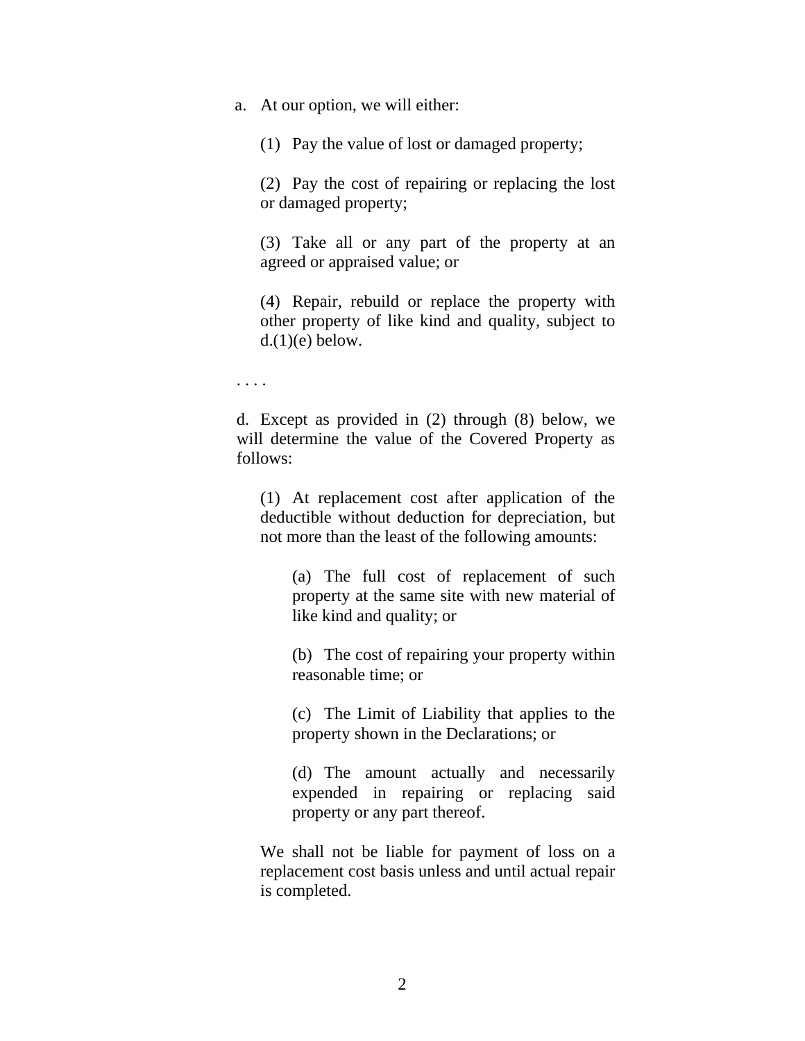a. At our option, we will either:

(1) Pay the value of lost or damaged property;

(2) Pay the cost of repairing or replacing the lost or damaged property;

(3) Take all or any part of the property at an agreed or appraised value; or

(4) Repair, rebuild or replace the property with other property of like kind and quality, subject to d.(1)(e) below.

. . . .

d. Except as provided in (2) through (8) below, we will determine the value of the Covered Property as follows:

(1) At replacement cost after application of the deductible without deduction for depreciation, but not more than the least of the following amounts:

(a) The full cost of replacement of such property at the same site with new material of like kind and quality; or

(b) The cost of repairing your property within reasonable time; or

(c) The Limit of Liability that applies to the property shown in the Declarations; or

(d) The amount actually and necessarily expended in repairing or replacing said property or any part thereof.

We shall not be liable for payment of loss on a replacement cost basis unless and until actual repair is completed.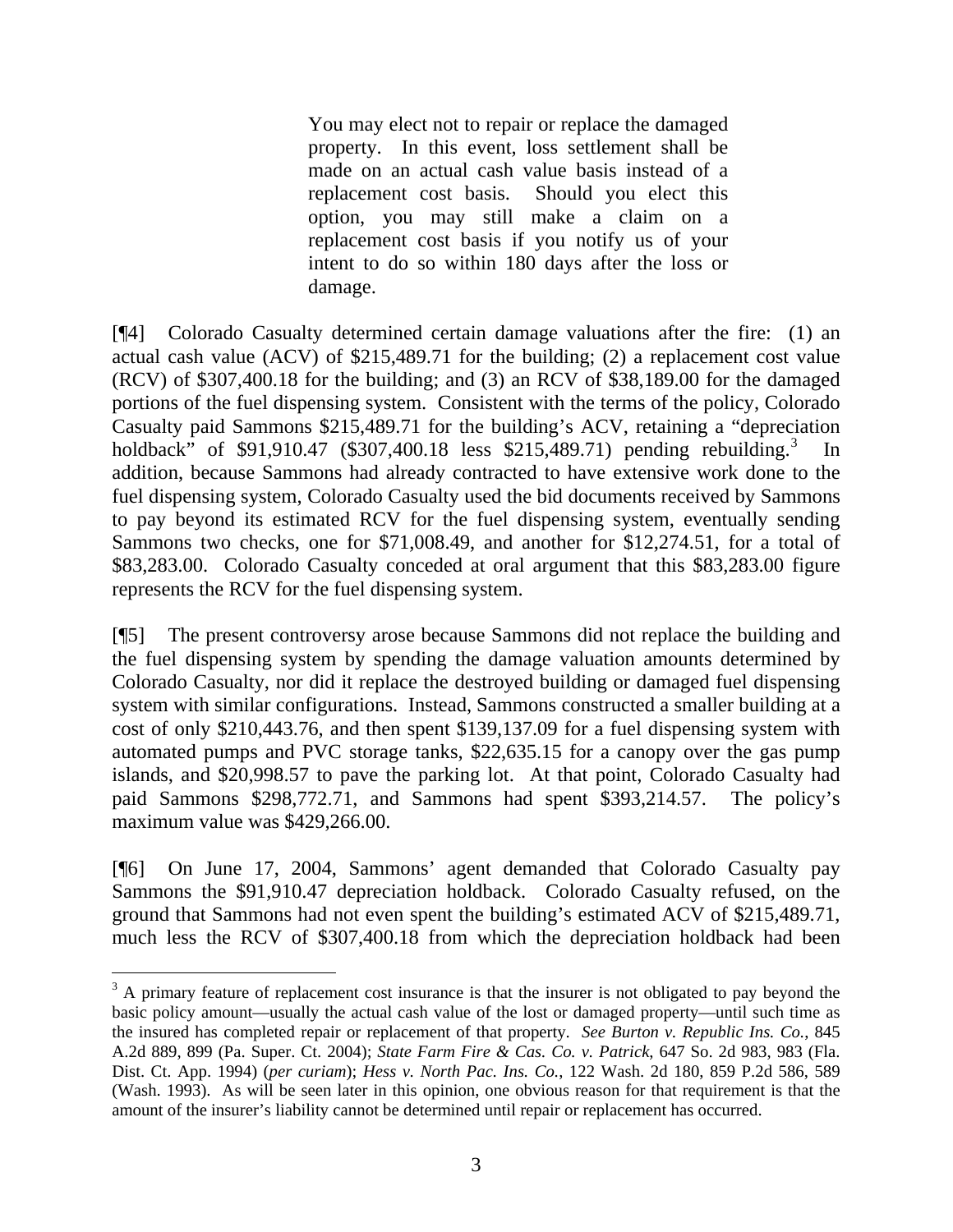> You may elect not to repair or replace the damaged property. In this event, loss settlement shall be made on an actual cash value basis instead of a replacement cost basis. Should you elect this option, you may still make a claim on a replacement cost basis if you notify us of your intent to do so within 180 days after the loss or damage.

[¶4] Colorado Casualty determined certain damage valuations after the fire: (1) an actual cash value (ACV) of $215,489.71 for the building; (2) a replacement cost value (RCV) of $307,400.18 for the building; and (3) an RCV of $38,189.00 for the damaged portions of the fuel dispensing system. Consistent with the terms of the policy, Colorado Casualty paid Sammons $215,489.71 for the building's ACV, retaining a "depreciation holdback" of $91,910.47 ($307,400.18 less $215,489.71) pending rebuilding.[3] In addition, because Sammons had already contracted to have extensive work done to the fuel dispensing system, Colorado Casualty used the bid documents received by Sammons to pay beyond its estimated RCV for the fuel dispensing system, eventually sending Sammons two checks, one for $71,008.49, and another for $12,274.51, for a total of $83,283.00. Colorado Casualty conceded at oral argument that this $83,283.00 figure represents the RCV for the fuel dispensing system.

[¶5] The present controversy arose because Sammons did not replace the building and the fuel dispensing system by spending the damage valuation amounts determined by Colorado Casualty, nor did it replace the destroyed building or damaged fuel dispensing system with similar configurations. Instead, Sammons constructed a smaller building at a cost of only $210,443.76, and then spent $139,137.09 for a fuel dispensing system with automated pumps and PVC storage tanks, $22,635.15 for a canopy over the gas pump islands, and $20,998.57 to pave the parking lot. At that point, Colorado Casualty had paid Sammons $298,772.71, and Sammons had spent $393,214.57. The policy's maximum value was $429,266.00.

[¶6] On June 17, 2004, Sammons' agent demanded that Colorado Casualty pay Sammons the $91,910.47 depreciation holdback. Colorado Casualty refused, on the ground that Sammons had not even spent the building's estimated ACV of $215,489.71, much less the RCV of $307,400.18 from which the depreciation holdback had been

---

[3] A primary feature of replacement cost insurance is that the insurer is not obligated to pay beyond the basic policy amount—usually the actual cash value of the lost or damaged property—until such time as the insured has completed repair or replacement of that property. *See Burton v. Republic Ins. Co.*, 845 A.2d 889, 899 (Pa. Super. Ct. 2004); *State Farm Fire & Cas. Co. v. Patrick*, 647 So. 2d 983, 983 (Fla. Dist. Ct. App. 1994) (*per curiam*); *Hess v. North Pac. Ins. Co.*, 122 Wash. 2d 180, 859 P.2d 586, 589 (Wash. 1993). As will be seen later in this opinion, one obvious reason for that requirement is that the amount of the insurer's liability cannot be determined until repair or replacement has occurred.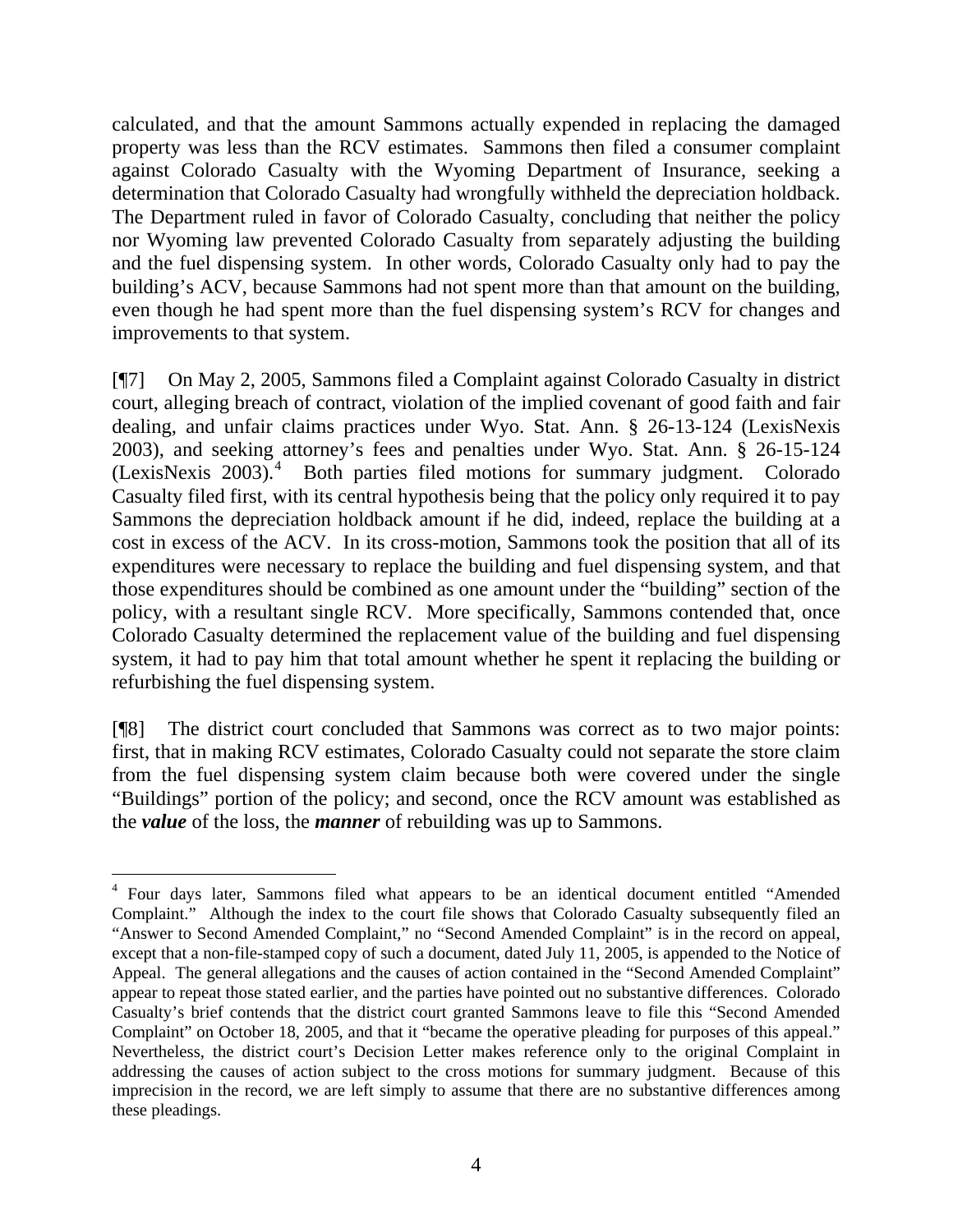calculated, and that the amount Sammons actually expended in replacing the damaged property was less than the RCV estimates. Sammons then filed a consumer complaint against Colorado Casualty with the Wyoming Department of Insurance, seeking a determination that Colorado Casualty had wrongfully withheld the depreciation holdback. The Department ruled in favor of Colorado Casualty, concluding that neither the policy nor Wyoming law prevented Colorado Casualty from separately adjusting the building and the fuel dispensing system. In other words, Colorado Casualty only had to pay the building's ACV, because Sammons had not spent more than that amount on the building, even though he had spent more than the fuel dispensing system's RCV for changes and improvements to that system.

[¶7] On May 2, 2005, Sammons filed a Complaint against Colorado Casualty in district court, alleging breach of contract, violation of the implied covenant of good faith and fair dealing, and unfair claims practices under Wyo. Stat. Ann. § 26-13-124 (LexisNexis 2003), and seeking attorney's fees and penalties under Wyo. Stat. Ann. § 26-15-124 (LexisNexis 2003).[4] Both parties filed motions for summary judgment. Colorado Casualty filed first, with its central hypothesis being that the policy only required it to pay Sammons the depreciation holdback amount if he did, indeed, replace the building at a cost in excess of the ACV. In its cross-motion, Sammons took the position that all of its expenditures were necessary to replace the building and fuel dispensing system, and that those expenditures should be combined as one amount under the "building" section of the policy, with a resultant single RCV. More specifically, Sammons contended that, once Colorado Casualty determined the replacement value of the building and fuel dispensing system, it had to pay him that total amount whether he spent it replacing the building or refurbishing the fuel dispensing system.

[¶8] The district court concluded that Sammons was correct as to two major points: first, that in making RCV estimates, Colorado Casualty could not separate the store claim from the fuel dispensing system claim because both were covered under the single "Buildings" portion of the policy; and second, once the RCV amount was established as the ***value*** of the loss, the ***manner*** of rebuilding was up to Sammons.

---

[4] Four days later, Sammons filed what appears to be an identical document entitled "Amended Complaint." Although the index to the court file shows that Colorado Casualty subsequently filed an "Answer to Second Amended Complaint," no "Second Amended Complaint" is in the record on appeal, except that a non-file-stamped copy of such a document, dated July 11, 2005, is appended to the Notice of Appeal. The general allegations and the causes of action contained in the "Second Amended Complaint" appear to repeat those stated earlier, and the parties have pointed out no substantive differences. Colorado Casualty's brief contends that the district court granted Sammons leave to file this "Second Amended Complaint" on October 18, 2005, and that it "became the operative pleading for purposes of this appeal." Nevertheless, the district court's Decision Letter makes reference only to the original Complaint in addressing the causes of action subject to the cross motions for summary judgment. Because of this imprecision in the record, we are left simply to assume that there are no substantive differences among these pleadings.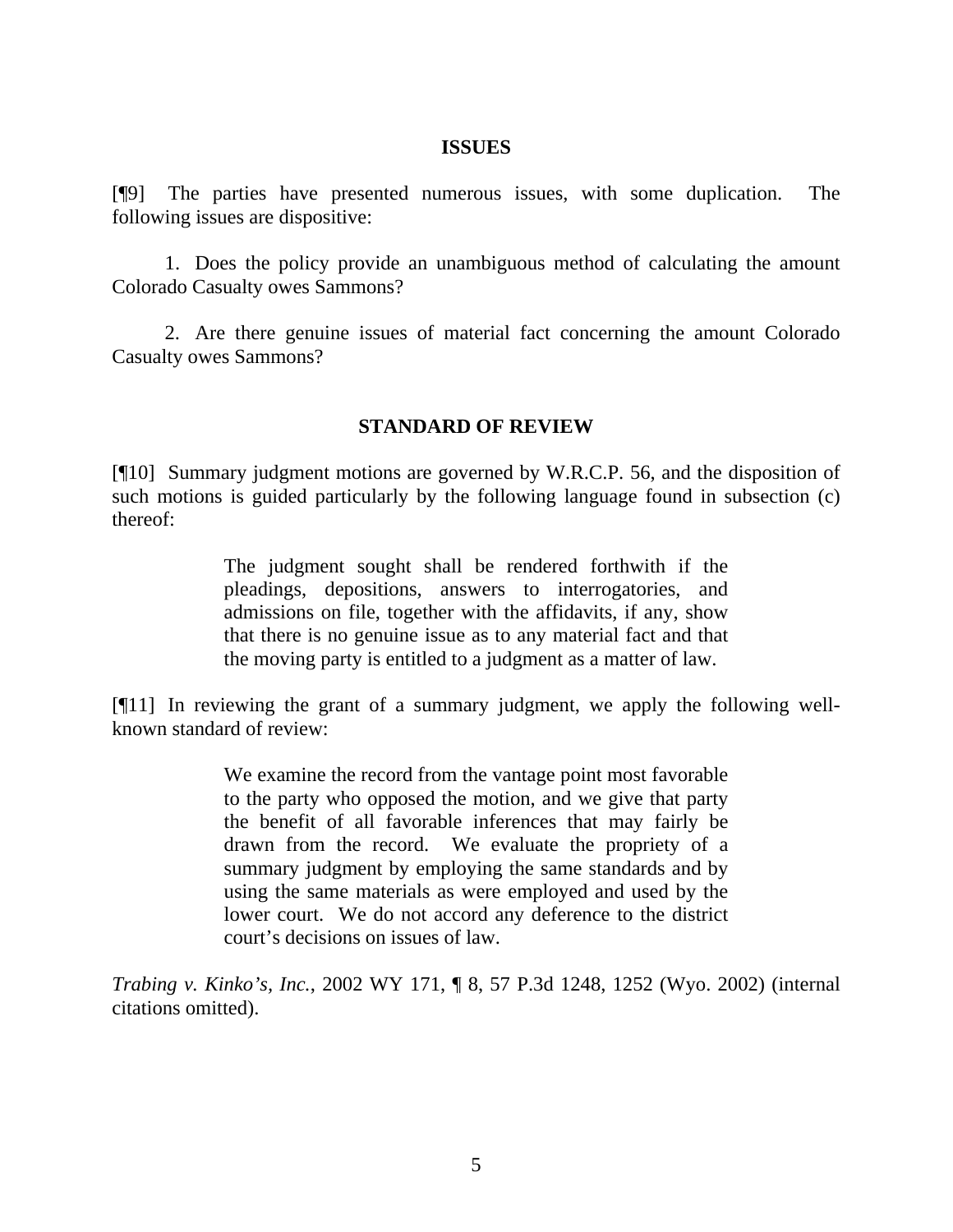## ISSUES

[¶9] The parties have presented numerous issues, with some duplication. The following issues are dispositive:

1. Does the policy provide an unambiguous method of calculating the amount Colorado Casualty owes Sammons?

2. Are there genuine issues of material fact concerning the amount Colorado Casualty owes Sammons?

## STANDARD OF REVIEW

[¶10] Summary judgment motions are governed by W.R.C.P. 56, and the disposition of such motions is guided particularly by the following language found in subsection (c) thereof:

> The judgment sought shall be rendered forthwith if the pleadings, depositions, answers to interrogatories, and admissions on file, together with the affidavits, if any, show that there is no genuine issue as to any material fact and that the moving party is entitled to a judgment as a matter of law.

[¶11] In reviewing the grant of a summary judgment, we apply the following well-known standard of review:

> We examine the record from the vantage point most favorable to the party who opposed the motion, and we give that party the benefit of all favorable inferences that may fairly be drawn from the record. We evaluate the propriety of a summary judgment by employing the same standards and by using the same materials as were employed and used by the lower court. We do not accord any deference to the district court's decisions on issues of law.

*Trabing v. Kinko's, Inc.*, 2002 WY 171, ¶ 8, 57 P.3d 1248, 1252 (Wyo. 2002) (internal citations omitted).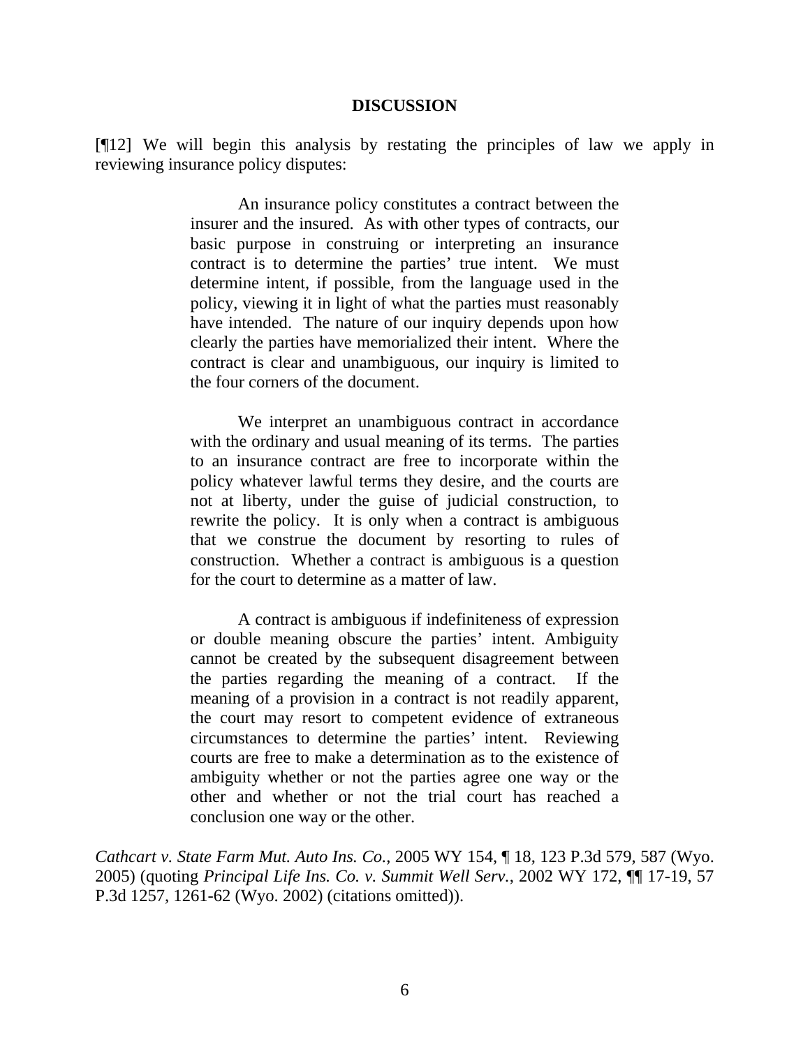**DISCUSSION**

[¶12] We will begin this analysis by restating the principles of law we apply in reviewing insurance policy disputes:

> An insurance policy constitutes a contract between the insurer and the insured. As with other types of contracts, our basic purpose in construing or interpreting an insurance contract is to determine the parties' true intent. We must determine intent, if possible, from the language used in the policy, viewing it in light of what the parties must reasonably have intended. The nature of our inquiry depends upon how clearly the parties have memorialized their intent. Where the contract is clear and unambiguous, our inquiry is limited to the four corners of the document.
>
> We interpret an unambiguous contract in accordance with the ordinary and usual meaning of its terms. The parties to an insurance contract are free to incorporate within the policy whatever lawful terms they desire, and the courts are not at liberty, under the guise of judicial construction, to rewrite the policy. It is only when a contract is ambiguous that we construe the document by resorting to rules of construction. Whether a contract is ambiguous is a question for the court to determine as a matter of law.
>
> A contract is ambiguous if indefiniteness of expression or double meaning obscure the parties' intent. Ambiguity cannot be created by the subsequent disagreement between the parties regarding the meaning of a contract. If the meaning of a provision in a contract is not readily apparent, the court may resort to competent evidence of extraneous circumstances to determine the parties' intent. Reviewing courts are free to make a determination as to the existence of ambiguity whether or not the parties agree one way or the other and whether or not the trial court has reached a conclusion one way or the other.

*Cathcart v. State Farm Mut. Auto Ins. Co.*, 2005 WY 154, ¶ 18, 123 P.3d 579, 587 (Wyo. 2005) (quoting *Principal Life Ins. Co. v. Summit Well Serv.*, 2002 WY 172, ¶¶ 17-19, 57 P.3d 1257, 1261-62 (Wyo. 2002) (citations omitted)).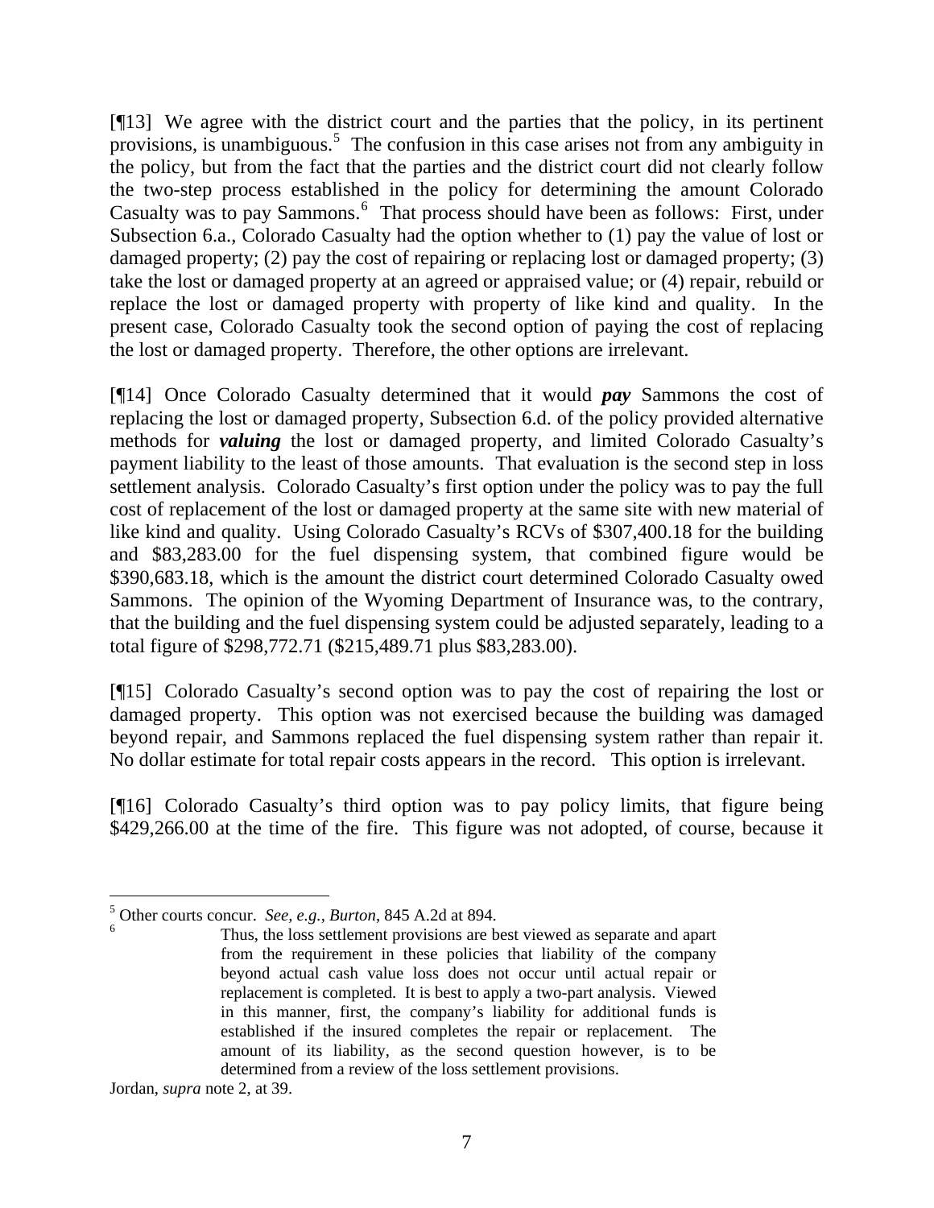[¶13] We agree with the district court and the parties that the policy, in its pertinent provisions, is unambiguous.[5] The confusion in this case arises not from any ambiguity in the policy, but from the fact that the parties and the district court did not clearly follow the two-step process established in the policy for determining the amount Colorado Casualty was to pay Sammons.[6] That process should have been as follows: First, under Subsection 6.a., Colorado Casualty had the option whether to (1) pay the value of lost or damaged property; (2) pay the cost of repairing or replacing lost or damaged property; (3) take the lost or damaged property at an agreed or appraised value; or (4) repair, rebuild or replace the lost or damaged property with property of like kind and quality. In the present case, Colorado Casualty took the second option of paying the cost of replacing the lost or damaged property. Therefore, the other options are irrelevant.

[¶14] Once Colorado Casualty determined that it would ***pay*** Sammons the cost of replacing the lost or damaged property, Subsection 6.d. of the policy provided alternative methods for ***valuing*** the lost or damaged property, and limited Colorado Casualty's payment liability to the least of those amounts. That evaluation is the second step in loss settlement analysis. Colorado Casualty's first option under the policy was to pay the full cost of replacement of the lost or damaged property at the same site with new material of like kind and quality. Using Colorado Casualty's RCVs of $307,400.18 for the building and $83,283.00 for the fuel dispensing system, that combined figure would be $390,683.18, which is the amount the district court determined Colorado Casualty owed Sammons. The opinion of the Wyoming Department of Insurance was, to the contrary, that the building and the fuel dispensing system could be adjusted separately, leading to a total figure of $298,772.71 ($215,489.71 plus $83,283.00).

[¶15] Colorado Casualty's second option was to pay the cost of repairing the lost or damaged property. This option was not exercised because the building was damaged beyond repair, and Sammons replaced the fuel dispensing system rather than repair it. No dollar estimate for total repair costs appears in the record. This option is irrelevant.

[¶16] Colorado Casualty's third option was to pay policy limits, that figure being $429,266.00 at the time of the fire. This figure was not adopted, of course, because it

---

[5] Other courts concur. *See, e.g.*, *Burton*, 845 A.2d at 894.

[6]
> Thus, the loss settlement provisions are best viewed as separate and apart from the requirement in these policies that liability of the company beyond actual cash value loss does not occur until actual repair or replacement is completed. It is best to apply a two-part analysis. Viewed in this manner, first, the company's liability for additional funds is established if the insured completes the repair or replacement. The amount of its liability, as the second question however, is to be determined from a review of the loss settlement provisions.

Jordan, *supra* note 2, at 39.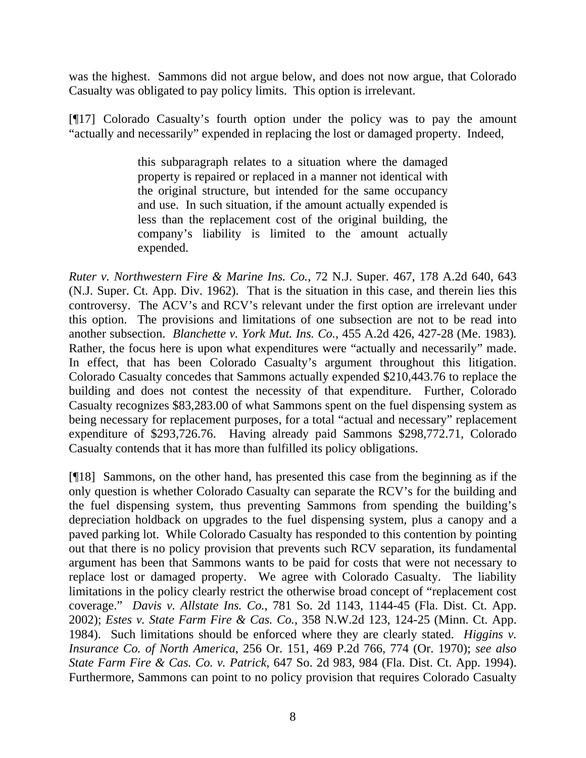was the highest. Sammons did not argue below, and does not now argue, that Colorado Casualty was obligated to pay policy limits. This option is irrelevant.

[¶17] Colorado Casualty's fourth option under the policy was to pay the amount "actually and necessarily" expended in replacing the lost or damaged property. Indeed,

> this subparagraph relates to a situation where the damaged property is repaired or replaced in a manner not identical with the original structure, but intended for the same occupancy and use. In such situation, if the amount actually expended is less than the replacement cost of the original building, the company's liability is limited to the amount actually expended.

*Ruter v. Northwestern Fire & Marine Ins. Co.*, 72 N.J. Super. 467, 178 A.2d 640, 643 (N.J. Super. Ct. App. Div. 1962). That is the situation in this case, and therein lies this controversy. The ACV's and RCV's relevant under the first option are irrelevant under this option. The provisions and limitations of one subsection are not to be read into another subsection. *Blanchette v. York Mut. Ins. Co.*, 455 A.2d 426, 427-28 (Me. 1983). Rather, the focus here is upon what expenditures were "actually and necessarily" made. In effect, that has been Colorado Casualty's argument throughout this litigation. Colorado Casualty concedes that Sammons actually expended $210,443.76 to replace the building and does not contest the necessity of that expenditure. Further, Colorado Casualty recognizes $83,283.00 of what Sammons spent on the fuel dispensing system as being necessary for replacement purposes, for a total "actual and necessary" replacement expenditure of $293,726.76. Having already paid Sammons $298,772.71, Colorado Casualty contends that it has more than fulfilled its policy obligations.

[¶18] Sammons, on the other hand, has presented this case from the beginning as if the only question is whether Colorado Casualty can separate the RCV's for the building and the fuel dispensing system, thus preventing Sammons from spending the building's depreciation holdback on upgrades to the fuel dispensing system, plus a canopy and a paved parking lot. While Colorado Casualty has responded to this contention by pointing out that there is no policy provision that prevents such RCV separation, its fundamental argument has been that Sammons wants to be paid for costs that were not necessary to replace lost or damaged property. We agree with Colorado Casualty. The liability limitations in the policy clearly restrict the otherwise broad concept of "replacement cost coverage." *Davis v. Allstate Ins. Co.*, 781 So. 2d 1143, 1144-45 (Fla. Dist. Ct. App. 2002); *Estes v. State Farm Fire & Cas. Co.*, 358 N.W.2d 123, 124-25 (Minn. Ct. App. 1984). Such limitations should be enforced where they are clearly stated. *Higgins v. Insurance Co. of North America*, 256 Or. 151, 469 P.2d 766, 774 (Or. 1970); *see also State Farm Fire & Cas. Co. v. Patrick*, 647 So. 2d 983, 984 (Fla. Dist. Ct. App. 1994). Furthermore, Sammons can point to no policy provision that requires Colorado Casualty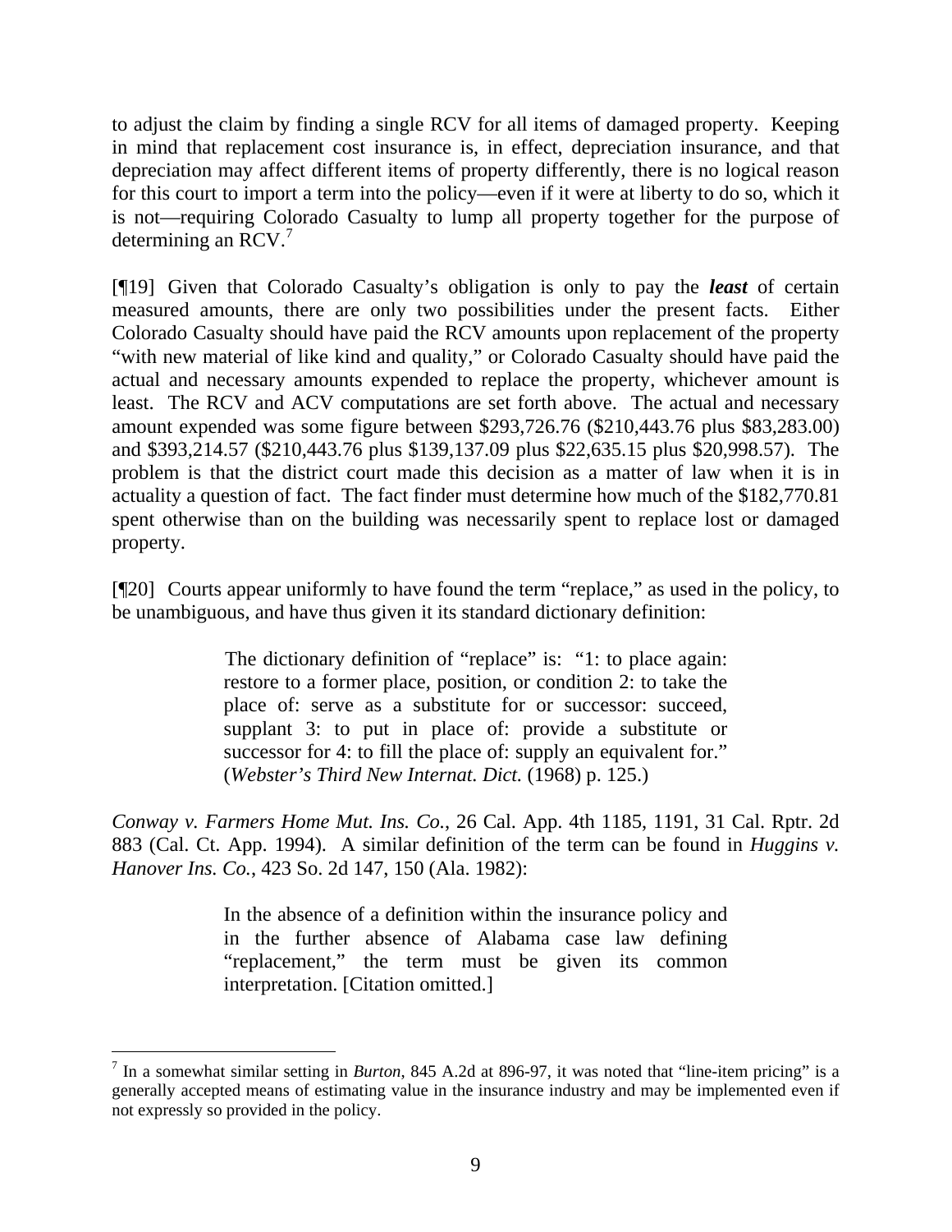to adjust the claim by finding a single RCV for all items of damaged property. Keeping in mind that replacement cost insurance is, in effect, depreciation insurance, and that depreciation may affect different items of property differently, there is no logical reason for this court to import a term into the policy—even if it were at liberty to do so, which it is not—requiring Colorado Casualty to lump all property together for the purpose of determining an RCV.[7]

[¶19] Given that Colorado Casualty's obligation is only to pay the ***least*** of certain measured amounts, there are only two possibilities under the present facts. Either Colorado Casualty should have paid the RCV amounts upon replacement of the property "with new material of like kind and quality," or Colorado Casualty should have paid the actual and necessary amounts expended to replace the property, whichever amount is least. The RCV and ACV computations are set forth above. The actual and necessary amount expended was some figure between $293,726.76 ($210,443.76 plus $83,283.00) and $393,214.57 ($210,443.76 plus $139,137.09 plus $22,635.15 plus $20,998.57). The problem is that the district court made this decision as a matter of law when it is in actuality a question of fact. The fact finder must determine how much of the $182,770.81 spent otherwise than on the building was necessarily spent to replace lost or damaged property.

[¶20] Courts appear uniformly to have found the term "replace," as used in the policy, to be unambiguous, and have thus given it its standard dictionary definition:

> The dictionary definition of "replace" is: "1: to place again: restore to a former place, position, or condition 2: to take the place of: serve as a substitute for or successor: succeed, supplant 3: to put in place of: provide a substitute or successor for 4: to fill the place of: supply an equivalent for." (*Webster's Third New Internat. Dict.* (1968) p. 125.)

*Conway v. Farmers Home Mut. Ins. Co.*, 26 Cal. App. 4th 1185, 1191, 31 Cal. Rptr. 2d 883 (Cal. Ct. App. 1994). A similar definition of the term can be found in *Huggins v. Hanover Ins. Co.*, 423 So. 2d 147, 150 (Ala. 1982):

> In the absence of a definition within the insurance policy and in the further absence of Alabama case law defining "replacement," the term must be given its common interpretation. [Citation omitted.]

---

[7] In a somewhat similar setting in *Burton*, 845 A.2d at 896-97, it was noted that "line-item pricing" is a generally accepted means of estimating value in the insurance industry and may be implemented even if not expressly so provided in the policy.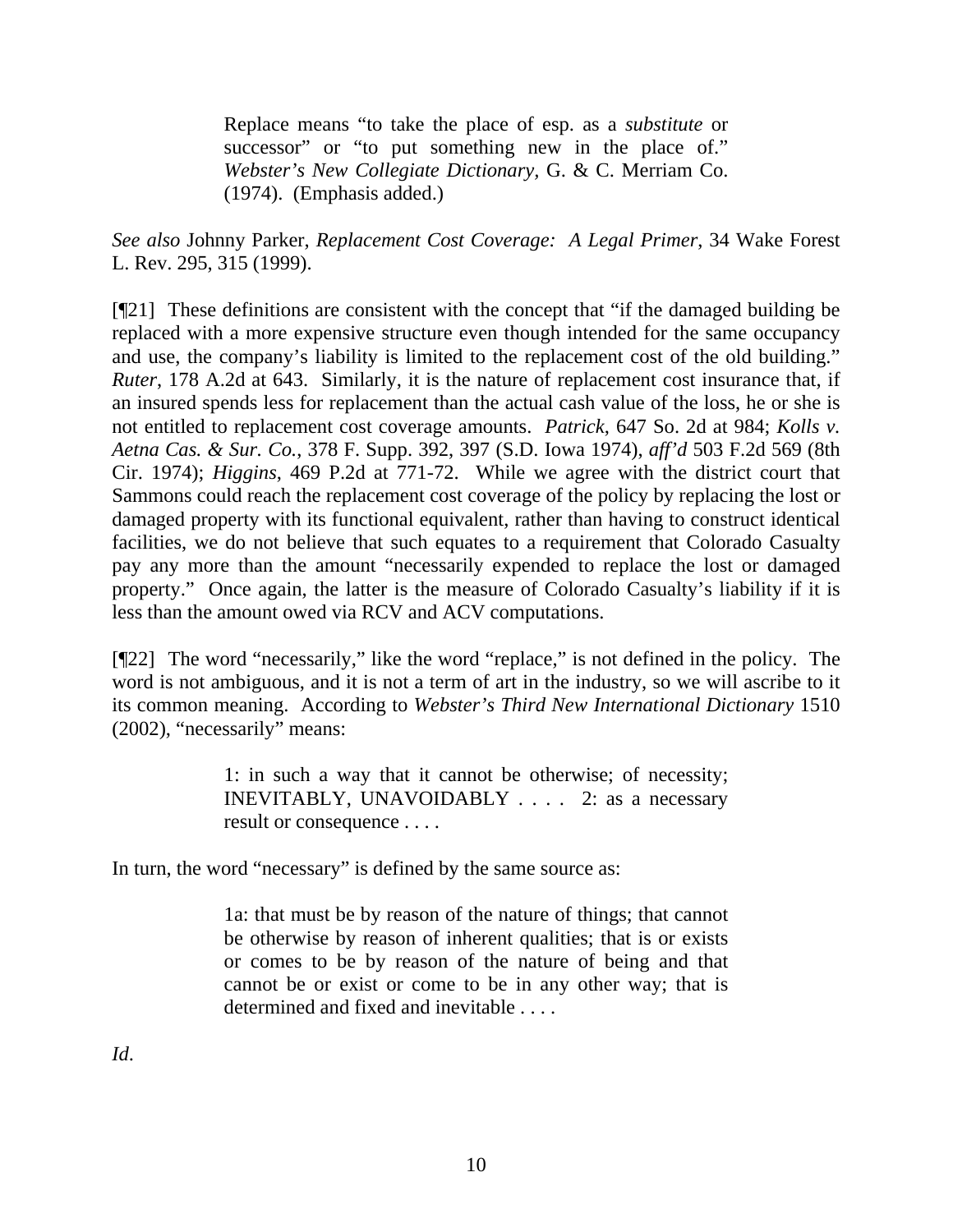> Replace means "to take the place of esp. as a *substitute* or successor" or "to put something new in the place of." *Webster's New Collegiate Dictionary,* G. & C. Merriam Co. (1974). (Emphasis added.)

*See also* Johnny Parker, *Replacement Cost Coverage: A Legal Primer*, 34 Wake Forest L. Rev. 295, 315 (1999).

[¶21] These definitions are consistent with the concept that "if the damaged building be replaced with a more expensive structure even though intended for the same occupancy and use, the company's liability is limited to the replacement cost of the old building." *Ruter*, 178 A.2d at 643. Similarly, it is the nature of replacement cost insurance that, if an insured spends less for replacement than the actual cash value of the loss, he or she is not entitled to replacement cost coverage amounts. *Patrick*, 647 So. 2d at 984; *Kolls v. Aetna Cas. & Sur. Co.*, 378 F. Supp. 392, 397 (S.D. Iowa 1974), *aff'd* 503 F.2d 569 (8th Cir. 1974); *Higgins*, 469 P.2d at 771-72. While we agree with the district court that Sammons could reach the replacement cost coverage of the policy by replacing the lost or damaged property with its functional equivalent, rather than having to construct identical facilities, we do not believe that such equates to a requirement that Colorado Casualty pay any more than the amount "necessarily expended to replace the lost or damaged property." Once again, the latter is the measure of Colorado Casualty's liability if it is less than the amount owed via RCV and ACV computations.

[¶22] The word "necessarily," like the word "replace," is not defined in the policy. The word is not ambiguous, and it is not a term of art in the industry, so we will ascribe to it its common meaning. According to *Webster's Third New International Dictionary* 1510 (2002), "necessarily" means:

> 1: in such a way that it cannot be otherwise; of necessity; INEVITABLY, UNAVOIDABLY . . . . 2: as a necessary result or consequence . . . .

In turn, the word "necessary" is defined by the same source as:

> 1a: that must be by reason of the nature of things; that cannot be otherwise by reason of inherent qualities; that is or exists or comes to be by reason of the nature of being and that cannot be or exist or come to be in any other way; that is determined and fixed and inevitable . . . .

*Id*.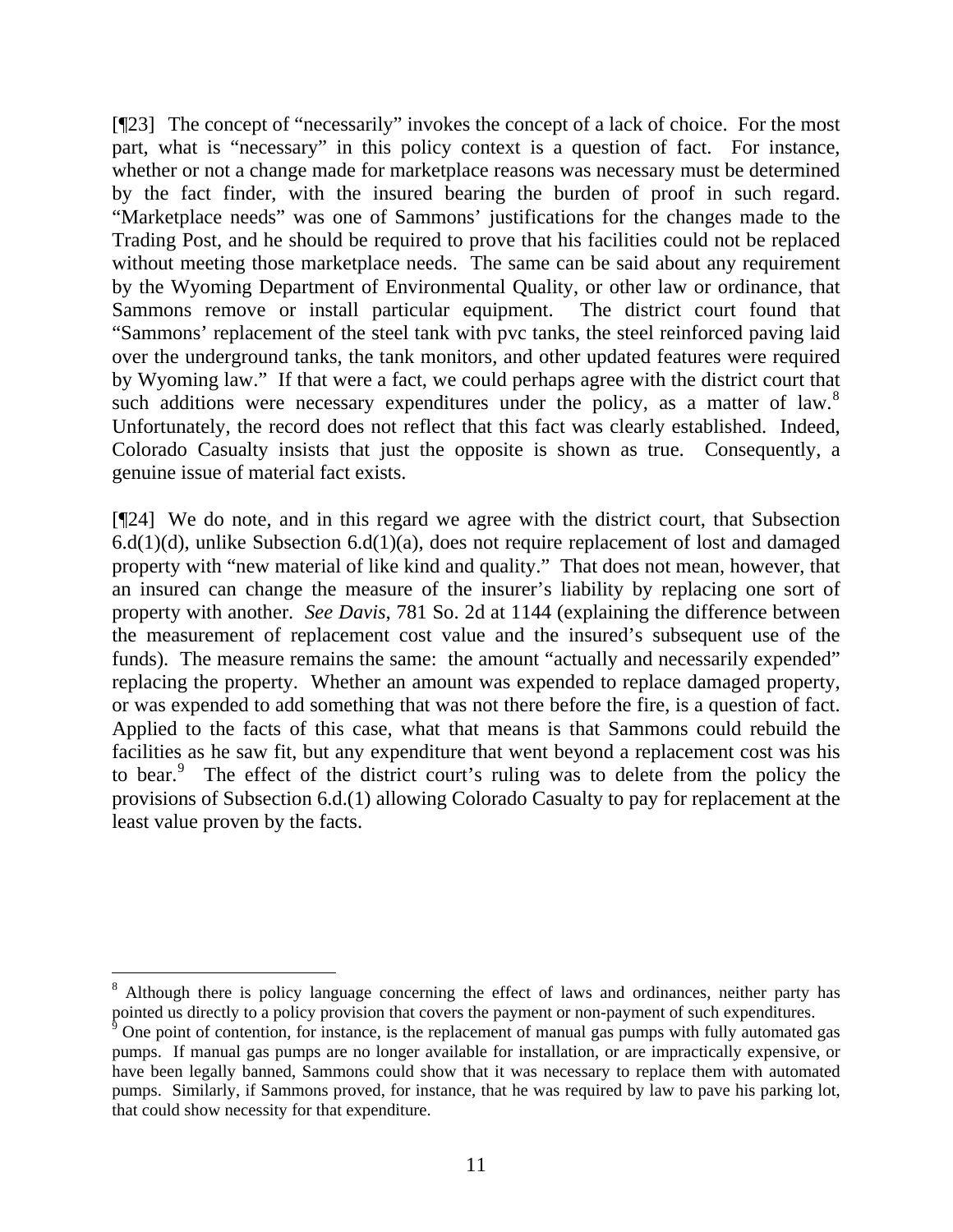[¶23] The concept of "necessarily" invokes the concept of a lack of choice. For the most part, what is "necessary" in this policy context is a question of fact. For instance, whether or not a change made for marketplace reasons was necessary must be determined by the fact finder, with the insured bearing the burden of proof in such regard. "Marketplace needs" was one of Sammons' justifications for the changes made to the Trading Post, and he should be required to prove that his facilities could not be replaced without meeting those marketplace needs. The same can be said about any requirement by the Wyoming Department of Environmental Quality, or other law or ordinance, that Sammons remove or install particular equipment. The district court found that "Sammons' replacement of the steel tank with pvc tanks, the steel reinforced paving laid over the underground tanks, the tank monitors, and other updated features were required by Wyoming law." If that were a fact, we could perhaps agree with the district court that such additions were necessary expenditures under the policy, as a matter of law.[8] Unfortunately, the record does not reflect that this fact was clearly established. Indeed, Colorado Casualty insists that just the opposite is shown as true. Consequently, a genuine issue of material fact exists.

[¶24] We do note, and in this regard we agree with the district court, that Subsection 6.d(1)(d), unlike Subsection 6.d(1)(a), does not require replacement of lost and damaged property with "new material of like kind and quality." That does not mean, however, that an insured can change the measure of the insurer's liability by replacing one sort of property with another. *See Davis*, 781 So. 2d at 1144 (explaining the difference between the measurement of replacement cost value and the insured's subsequent use of the funds). The measure remains the same: the amount "actually and necessarily expended" replacing the property. Whether an amount was expended to replace damaged property, or was expended to add something that was not there before the fire, is a question of fact. Applied to the facts of this case, what that means is that Sammons could rebuild the facilities as he saw fit, but any expenditure that went beyond a replacement cost was his to bear.[9] The effect of the district court's ruling was to delete from the policy the provisions of Subsection 6.d.(1) allowing Colorado Casualty to pay for replacement at the least value proven by the facts.

---

[8] Although there is policy language concerning the effect of laws and ordinances, neither party has pointed us directly to a policy provision that covers the payment or non-payment of such expenditures.

[9] One point of contention, for instance, is the replacement of manual gas pumps with fully automated gas pumps. If manual gas pumps are no longer available for installation, or are impractically expensive, or have been legally banned, Sammons could show that it was necessary to replace them with automated pumps. Similarly, if Sammons proved, for instance, that he was required by law to pave his parking lot, that could show necessity for that expenditure.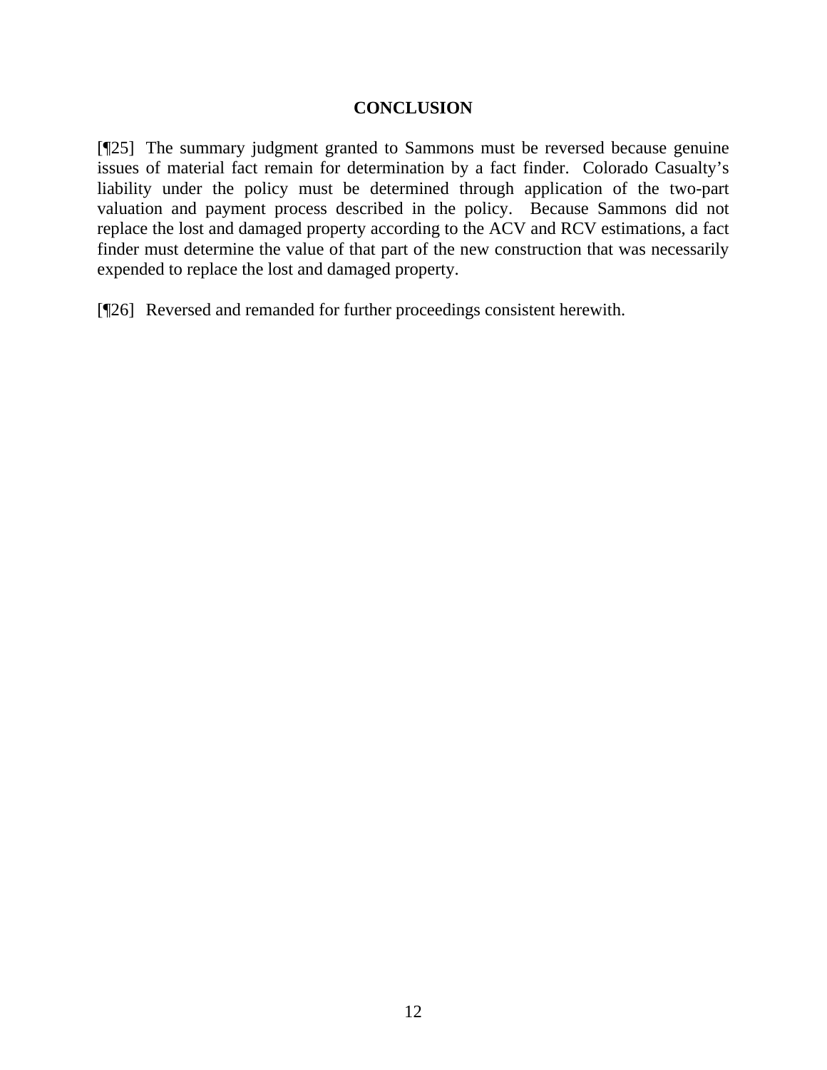## CONCLUSION

[¶25] The summary judgment granted to Sammons must be reversed because genuine issues of material fact remain for determination by a fact finder. Colorado Casualty's liability under the policy must be determined through application of the two-part valuation and payment process described in the policy. Because Sammons did not replace the lost and damaged property according to the ACV and RCV estimations, a fact finder must determine the value of that part of the new construction that was necessarily expended to replace the lost and damaged property.

[¶26] Reversed and remanded for further proceedings consistent herewith.